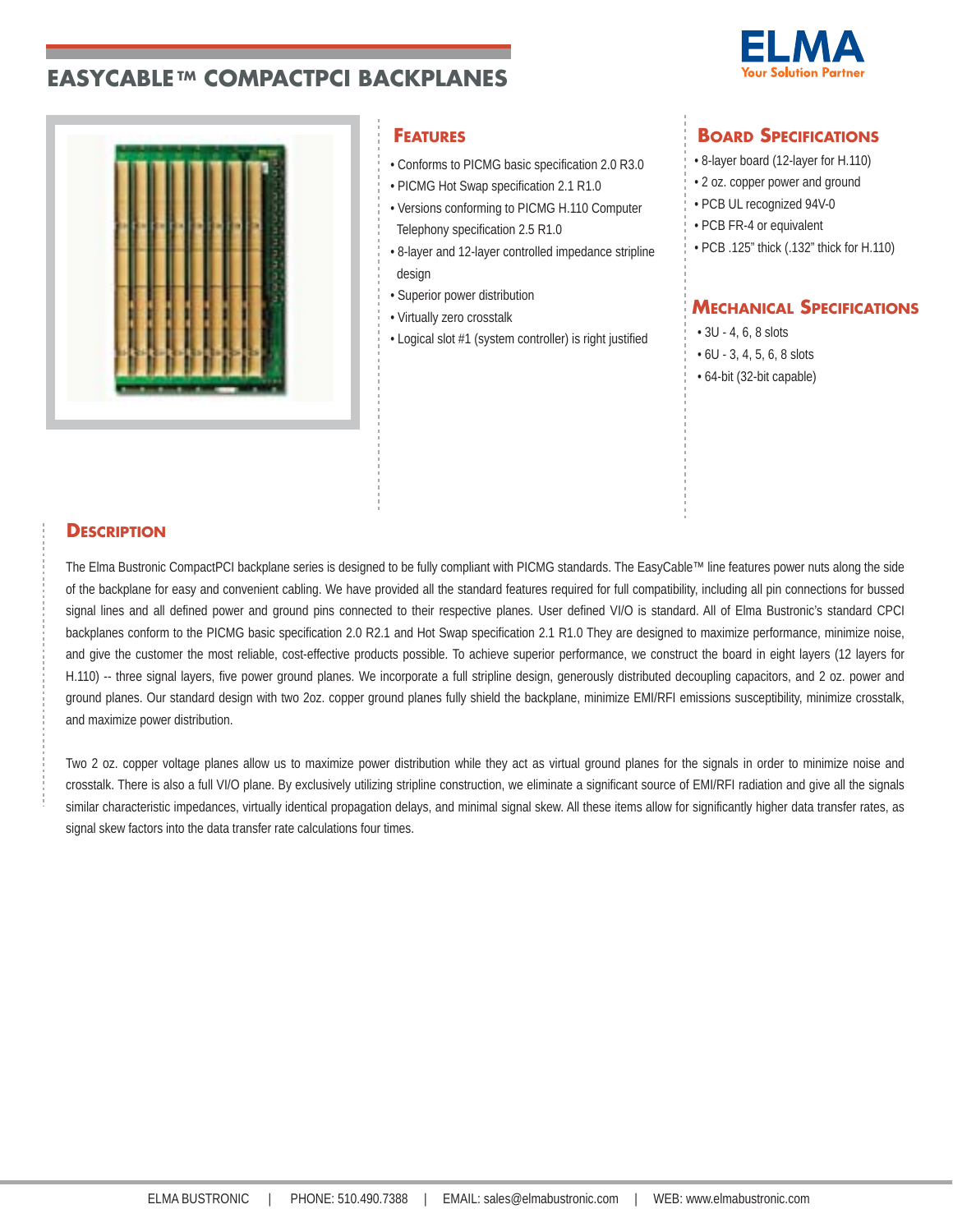# EASYCABLE™ COMPACTPCI BACKPLANES

## Features

- Conforms to PICMG basic specification 2.0 R3.0
- PICMG Hot Swap specification 2.1 R1.0
- Versions conforming to PICMG H.110 Computer Telephony specification 2.5 R1.0
- 8-layer and 12-layer controlled impedance stripline design
- Superior power distribution
- Virtually zero crosstalk
- Logical slot #1 (system controller) is right justified

## Board Specifications

- 8-layer board (12-layer for H.110)
- 2 oz. copper power and ground
- PCB UL recognized 94V-0
- PCB FR-4 or equivalent
- PCB .125" thick (.132" thick for H.110)

## Mechanical Specifications

- 3U - 4, 6, 8 slots
- 6U - 3, 4, 5, 6, 8 slots
- 64-bit (32-bit capable)

## Description

The Elma Bustronic CompactPCI backplane series is designed to be fully compliant with PICMG standards. The EasyCable™ line features power nuts along the side of the backplane for easy and convenient cabling. We have provided all the standard features required for full compatibility, including all pin connections for bussed signal lines and all defined power and ground pins connected to their respective planes. User defined VI/O is standard. All of Elma Bustronic's standard CPCI backplanes conform to the PICMG basic specification 2.0 R2.1 and Hot Swap specification 2.1 R1.0 They are designed to maximize performance, minimize noise, and give the customer the most reliable, cost-effective products possible. To achieve superior performance, we construct the board in eight layers (12 layers for H.110) -- three signal layers, five power ground planes. We incorporate a full stripline design, generously distributed decoupling capacitors, and 2 oz. power and ground planes. Our standard design with two 2oz. copper ground planes fully shield the backplane, minimize EMI/RFI emissions susceptibility, minimize crosstalk, and maximize power distribution.

Two 2 oz. copper voltage planes allow us to maximize power distribution while they act as virtual ground planes for the signals in order to minimize noise and crosstalk. There is also a full VI/O plane. By exclusively utilizing stripline construction, we eliminate a significant source of EMI/RFI radiation and give all the signals similar characteristic impedances, virtually identical propagation delays, and minimal signal skew. All these items allow for significantly higher data transfer rates, as signal skew factors into the data transfer rate calculations four times.

ELMA BUSTRONIC | PHONE: 510.490.7388 | EMAIL: sales@elmabustronic.com | WEB: www.elmabustronic.com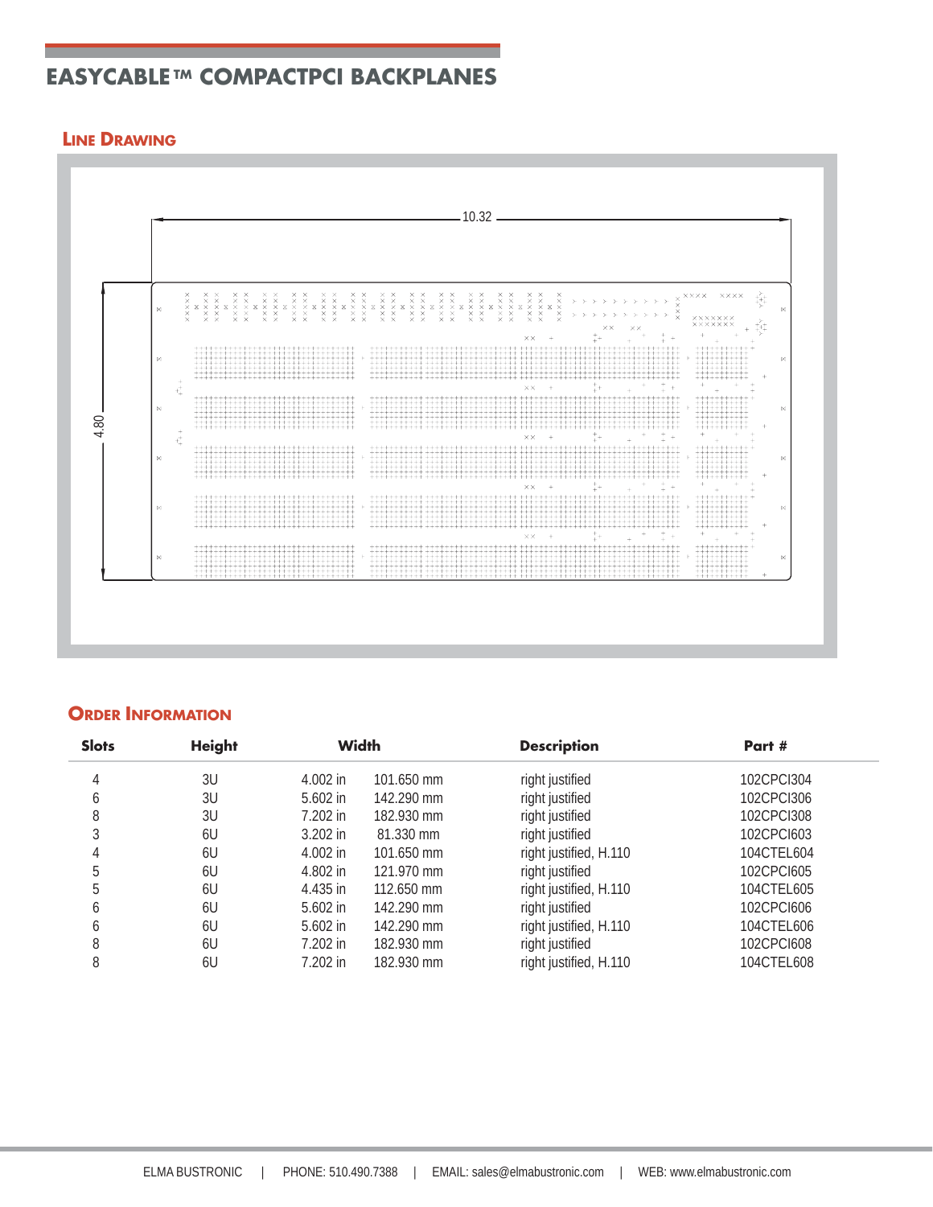# EASYCABLE™ COMPACTPCI BACKPLANES

## Line Drawing

10.32

4.80

## Order Information

| Slots | Height | Width | | Description | Part # |
|---|---|---|---|---|---|
| 4 | 3U | 4.002 in | 101.650 mm | right justified | 102CPCI304 |
| 6 | 3U | 5.602 in | 142.290 mm | right justified | 102CPCI306 |
| 8 | 3U | 7.202 in | 182.930 mm | right justified | 102CPCI308 |
| 3 | 6U | 3.202 in | 81.330 mm | right justified | 102CPCI603 |
| 4 | 6U | 4.002 in | 101.650 mm | right justified, H.110 | 104CTEL604 |
| 5 | 6U | 4.802 in | 121.970 mm | right justified | 102CPCI605 |
| 5 | 6U | 4.435 in | 112.650 mm | right justified, H.110 | 104CTEL605 |
| 6 | 6U | 5.602 in | 142.290 mm | right justified | 102CPCI606 |
| 6 | 6U | 5.602 in | 142.290 mm | right justified, H.110 | 104CTEL606 |
| 8 | 6U | 7.202 in | 182.930 mm | right justified | 102CPCI608 |
| 8 | 6U | 7.202 in | 182.930 mm | right justified, H.110 | 104CTEL608 |

ELMA BUSTRONIC | PHONE: 510.490.7388 | EMAIL: sales@elmabustronic.com | WEB: www.elmabustronic.com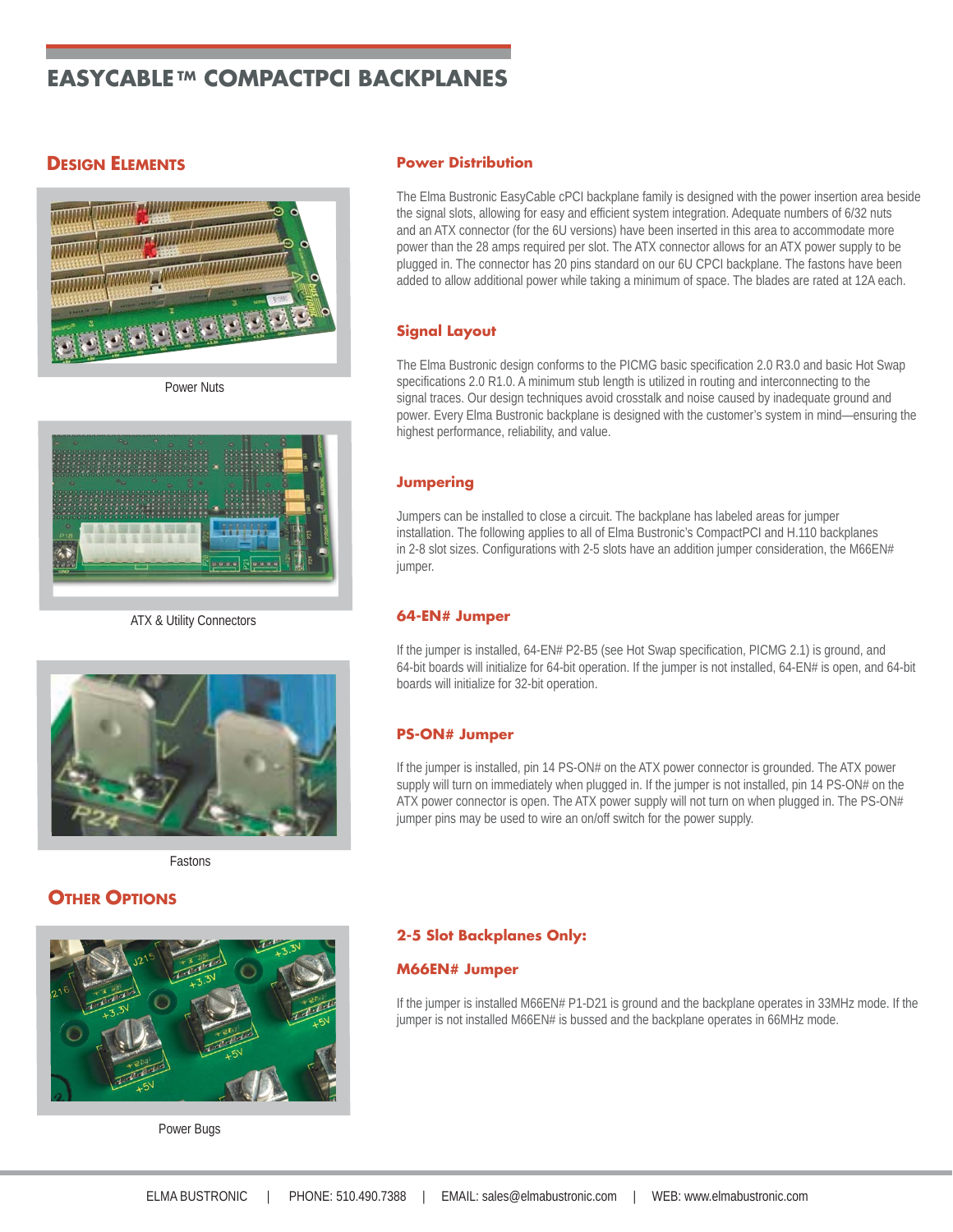# EASYCABLE™ COMPACTPCI BACKPLANES

## Design Elements

Power Nuts

ATX & Utility Connectors

Fastons

## Other Options

Power Bugs

### Power Distribution

The Elma Bustronic EasyCable cPCI backplane family is designed with the power insertion area beside the signal slots, allowing for easy and efficient system integration. Adequate numbers of 6/32 nuts and an ATX connector (for the 6U versions) have been inserted in this area to accommodate more power than the 28 amps required per slot. The ATX connector allows for an ATX power supply to be plugged in. The connector has 20 pins standard on our 6U CPCI backplane. The fastons have been added to allow additional power while taking a minimum of space. The blades are rated at 12A each.

### Signal Layout

The Elma Bustronic design conforms to the PICMG basic specification 2.0 R3.0 and basic Hot Swap specifications 2.0 R1.0. A minimum stub length is utilized in routing and interconnecting to the signal traces. Our design techniques avoid crosstalk and noise caused by inadequate ground and power. Every Elma Bustronic backplane is designed with the customer's system in mind—ensuring the highest performance, reliability, and value.

### Jumpering

Jumpers can be installed to close a circuit. The backplane has labeled areas for jumper installation. The following applies to all of Elma Bustronic's CompactPCI and H.110 backplanes in 2-8 slot sizes. Configurations with 2-5 slots have an addition jumper consideration, the M66EN# jumper.

### 64-EN# Jumper

If the jumper is installed, 64-EN# P2-B5 (see Hot Swap specification, PICMG 2.1) is ground, and 64-bit boards will initialize for 64-bit operation. If the jumper is not installed, 64-EN# is open, and 64-bit boards will initialize for 32-bit operation.

### PS-ON# Jumper

If the jumper is installed, pin 14 PS-ON# on the ATX power connector is grounded. The ATX power supply will turn on immediately when plugged in. If the jumper is not installed, pin 14 PS-ON# on the ATX power connector is open. The ATX power supply will not turn on when plugged in. The PS-ON# jumper pins may be used to wire an on/off switch for the power supply.

### 2-5 Slot Backplanes Only:

### M66EN# Jumper

If the jumper is installed M66EN# P1-D21 is ground and the backplane operates in 33MHz mode. If the jumper is not installed M66EN# is bussed and the backplane operates in 66MHz mode.